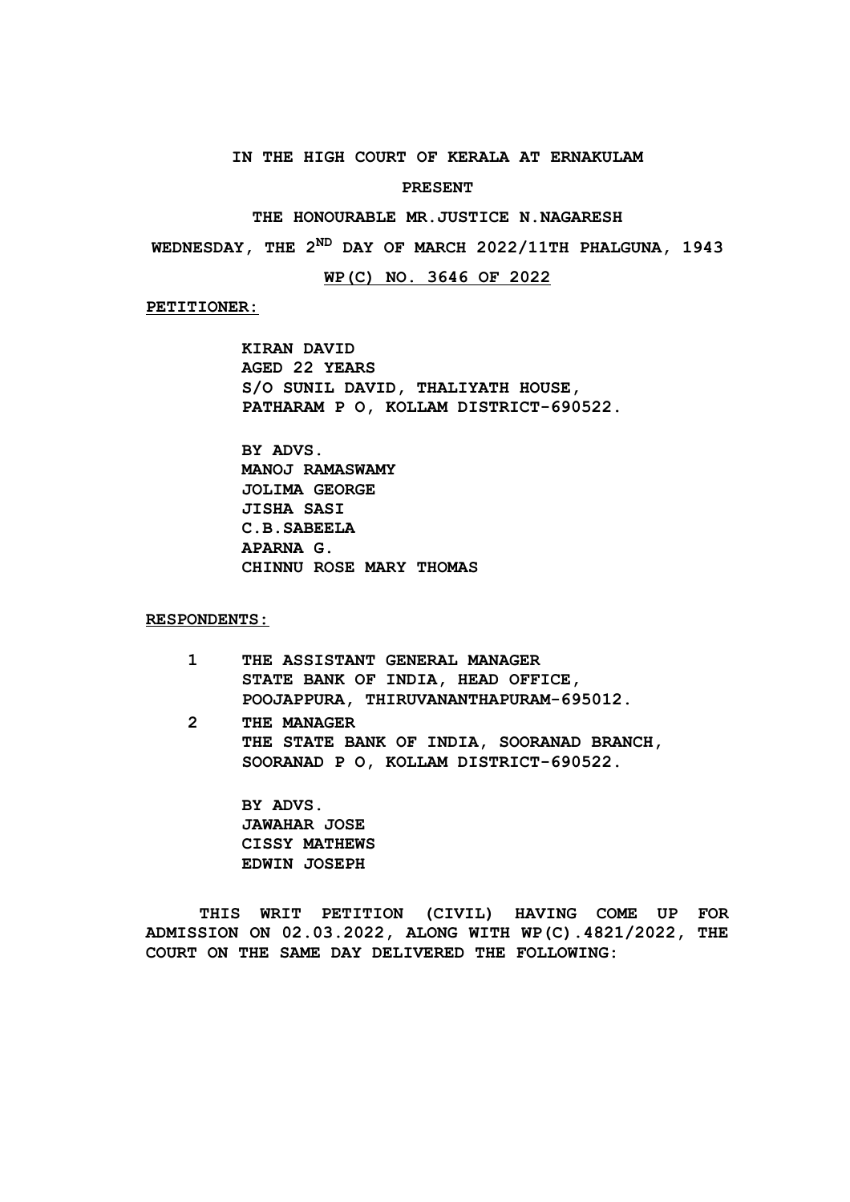**IN THE HIGH COURT OF KERALA AT ERNAKULAM**

**PRESENT**

**THE HONOURABLE MR.JUSTICE N.NAGARESH**

**WEDNESDAY, THE 2[ND] DAY OF MARCH 2022/11TH PHALGUNA, 1943**

**WP(C) NO. 3646 OF 2022**

**PETITIONER:**

**KIRAN DAVID**
**AGED 22 YEARS**
**S/O SUNIL DAVID, THALIYATH HOUSE,**
**PATHARAM P O, KOLLAM DISTRICT-690522.**

**BY ADVS.**
**MANOJ RAMASWAMY**
**JOLIMA GEORGE**
**JISHA SASI**
**C.B.SABEELA**
**APARNA G.**
**CHINNU ROSE MARY THOMAS**

**RESPONDENTS:**

1. **THE ASSISTANT GENERAL MANAGER**
   **STATE BANK OF INDIA, HEAD OFFICE,**
   **POOJAPPURA, THIRUVANANTHAPURAM-695012.**
2. **THE MANAGER**
   **THE STATE BANK OF INDIA, SOORANAD BRANCH,**
   **SOORANAD P O, KOLLAM DISTRICT-690522.**

**BY ADVS.**
**JAWAHAR JOSE**
**CISSY MATHEWS**
**EDWIN JOSEPH**

**THIS WRIT PETITION (CIVIL) HAVING COME UP FOR ADMISSION ON 02.03.2022, ALONG WITH WP(C).4821/2022, THE COURT ON THE SAME DAY DELIVERED THE FOLLOWING:**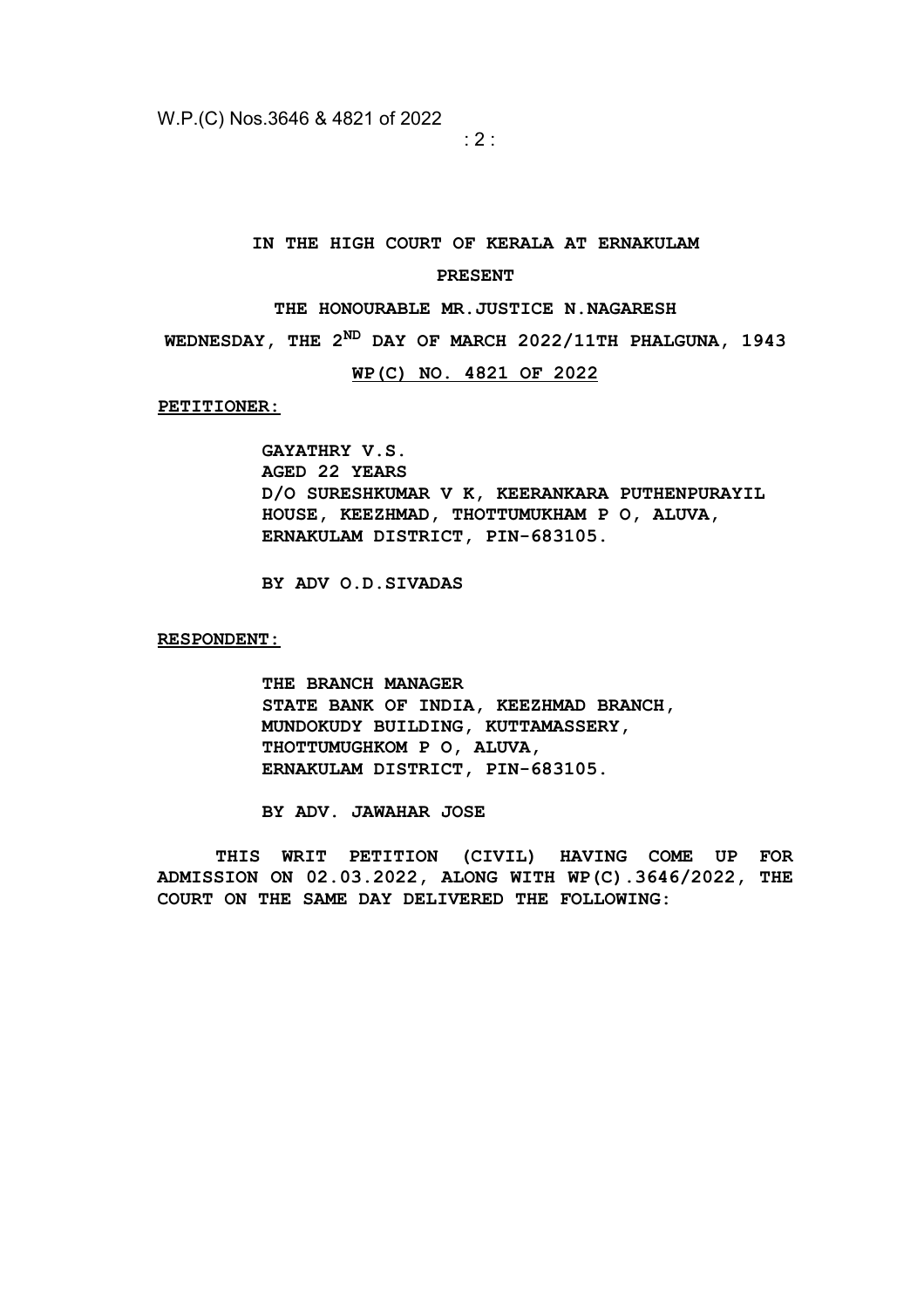**IN THE HIGH COURT OF KERALA AT ERNAKULAM**

**PRESENT**

**THE HONOURABLE MR.JUSTICE N.NAGARESH**

**WEDNESDAY, THE 2ND DAY OF MARCH 2022/11TH PHALGUNA, 1943**

**WP(C) NO. 4821 OF 2022**

**PETITIONER:**

> **GAYATHRY V.S.**
> **AGED 22 YEARS**
> **D/O SURESHKUMAR V K, KEERANKARA PUTHENPURAYIL HOUSE, KEEZHMAD, THOTTUMUKHAM P O, ALUVA, ERNAKULAM DISTRICT, PIN-683105.**
>
> **BY ADV O.D.SIVADAS**

**RESPONDENT:**

> **THE BRANCH MANAGER**
> **STATE BANK OF INDIA, KEEZHMAD BRANCH, MUNDOKUDY BUILDING, KUTTAMASSERY, THOTTUMUGHKOM P O, ALUVA, ERNAKULAM DISTRICT, PIN-683105.**
>
> **BY ADV. JAWAHAR JOSE**

**THIS WRIT PETITION (CIVIL) HAVING COME UP FOR ADMISSION ON 02.03.2022, ALONG WITH WP(C).3646/2022, THE COURT ON THE SAME DAY DELIVERED THE FOLLOWING:**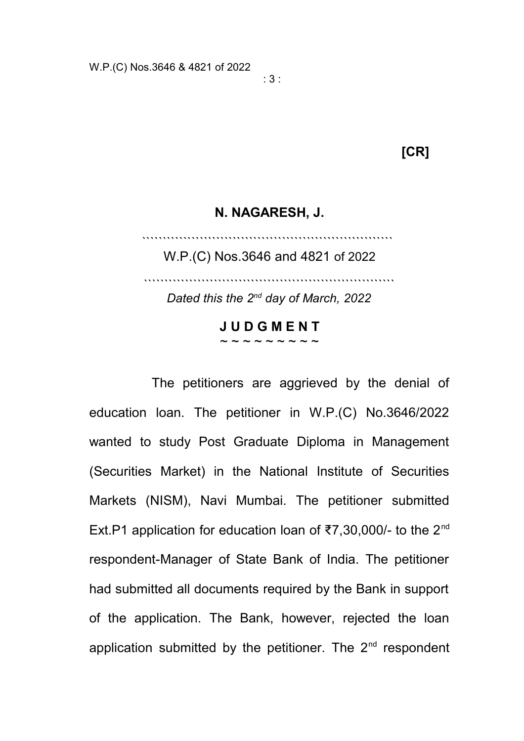**[CR]**

**N. NAGARESH, J.**

W.P.(C) Nos.3646 and 4821 of 2022

*Dated this the 2nd day of March, 2022*

**J U D G M E N T**

The petitioners are aggrieved by the denial of education loan. The petitioner in W.P.(C) No.3646/2022 wanted to study Post Graduate Diploma in Management (Securities Market) in the National Institute of Securities Markets (NISM), Navi Mumbai. The petitioner submitted Ext.P1 application for education loan of ₹7,30,000/- to the 2nd respondent-Manager of State Bank of India. The petitioner had submitted all documents required by the Bank in support of the application. The Bank, however, rejected the loan application submitted by the petitioner. The 2nd respondent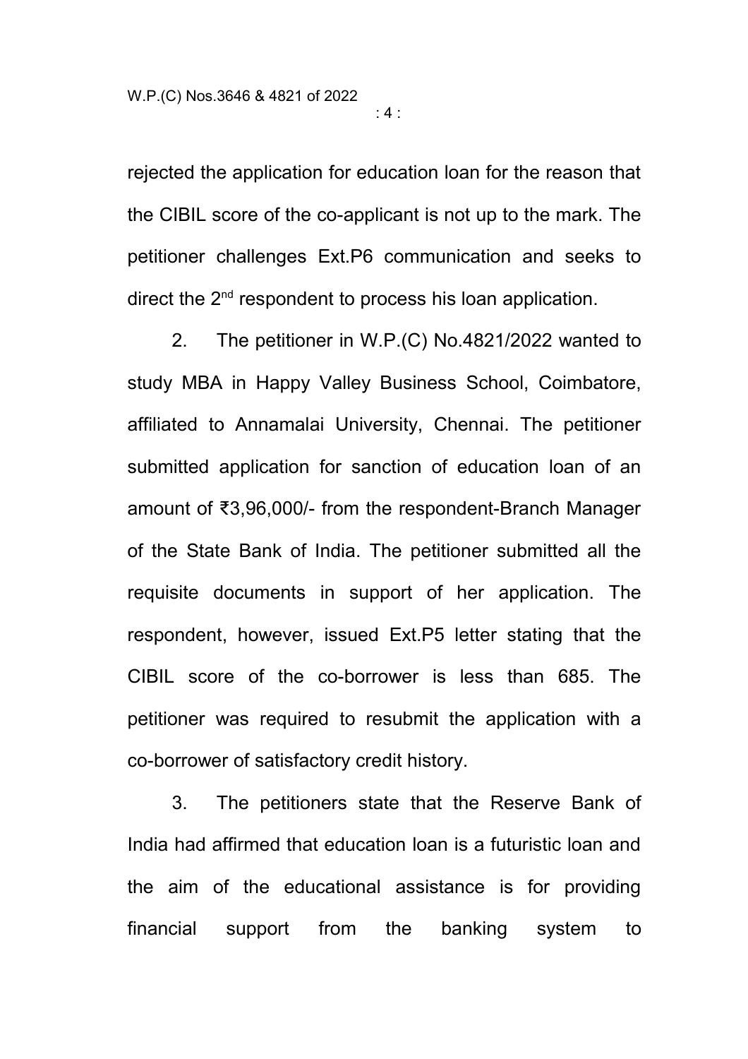rejected the application for education loan for the reason that the CIBIL score of the co-applicant is not up to the mark. The petitioner challenges Ext.P6 communication and seeks to direct the 2nd respondent to process his loan application.

2. The petitioner in W.P.(C) No.4821/2022 wanted to study MBA in Happy Valley Business School, Coimbatore, affiliated to Annamalai University, Chennai. The petitioner submitted application for sanction of education loan of an amount of ₹3,96,000/- from the respondent-Branch Manager of the State Bank of India. The petitioner submitted all the requisite documents in support of her application. The respondent, however, issued Ext.P5 letter stating that the CIBIL score of the co-borrower is less than 685. The petitioner was required to resubmit the application with a co-borrower of satisfactory credit history.

3. The petitioners state that the Reserve Bank of India had affirmed that education loan is a futuristic loan and the aim of the educational assistance is for providing financial support from the banking system to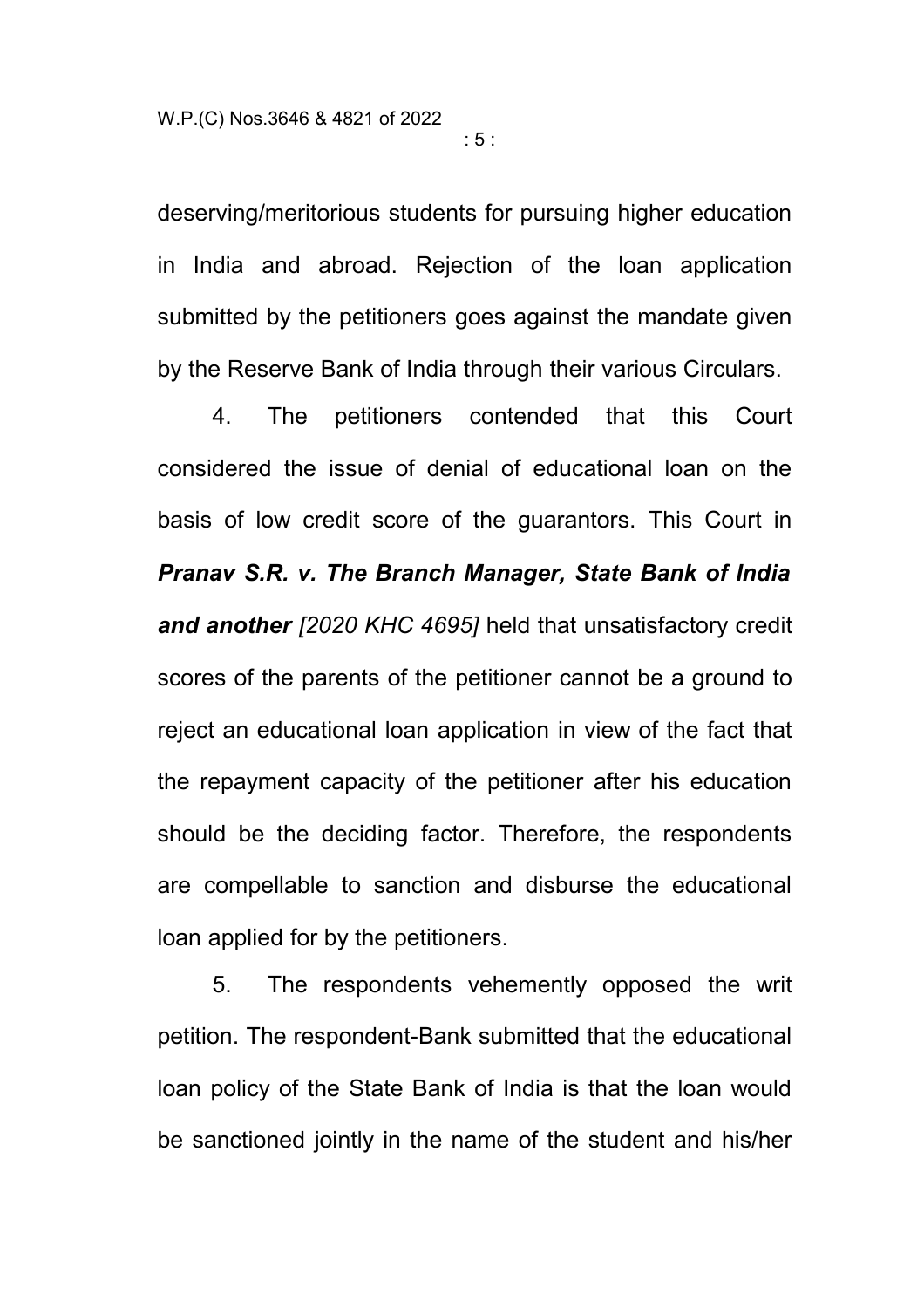deserving/meritorious students for pursuing higher education in India and abroad. Rejection of the loan application submitted by the petitioners goes against the mandate given by the Reserve Bank of India through their various Circulars.

4. The petitioners contended that this Court considered the issue of denial of educational loan on the basis of low credit score of the guarantors. This Court in ***Pranav S.R. v. The Branch Manager, State Bank of India and another*** *[2020 KHC 4695]* held that unsatisfactory credit scores of the parents of the petitioner cannot be a ground to reject an educational loan application in view of the fact that the repayment capacity of the petitioner after his education should be the deciding factor. Therefore, the respondents are compellable to sanction and disburse the educational loan applied for by the petitioners.

5. The respondents vehemently opposed the writ petition. The respondent-Bank submitted that the educational loan policy of the State Bank of India is that the loan would be sanctioned jointly in the name of the student and his/her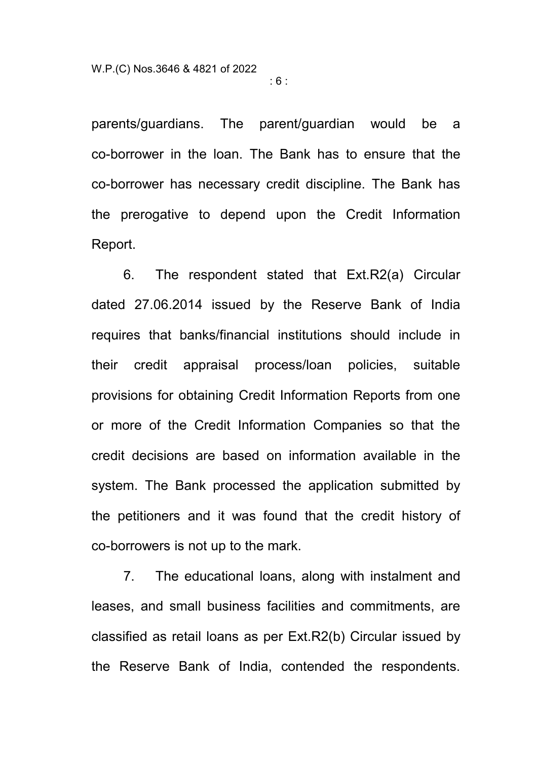parents/guardians. The parent/guardian would be a co-borrower in the loan. The Bank has to ensure that the co-borrower has necessary credit discipline. The Bank has the prerogative to depend upon the Credit Information Report.

6. The respondent stated that Ext.R2(a) Circular dated 27.06.2014 issued by the Reserve Bank of India requires that banks/financial institutions should include in their credit appraisal process/loan policies, suitable provisions for obtaining Credit Information Reports from one or more of the Credit Information Companies so that the credit decisions are based on information available in the system. The Bank processed the application submitted by the petitioners and it was found that the credit history of co-borrowers is not up to the mark.

7. The educational loans, along with instalment and leases, and small business facilities and commitments, are classified as retail loans as per Ext.R2(b) Circular issued by the Reserve Bank of India, contended the respondents.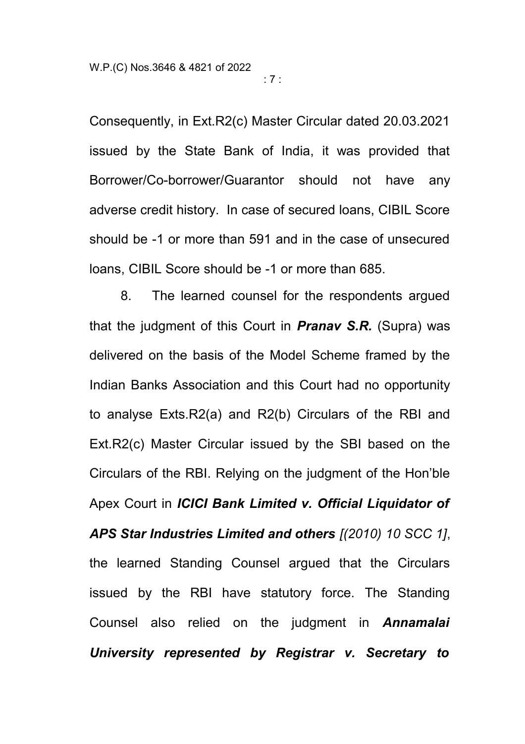Consequently, in Ext.R2(c) Master Circular dated 20.03.2021 issued by the State Bank of India, it was provided that Borrower/Co-borrower/Guarantor should not have any adverse credit history. In case of secured loans, CIBIL Score should be -1 or more than 591 and in the case of unsecured loans, CIBIL Score should be -1 or more than 685.

8. The learned counsel for the respondents argued that the judgment of this Court in ***Pranav S.R.*** (Supra) was delivered on the basis of the Model Scheme framed by the Indian Banks Association and this Court had no opportunity to analyse Exts.R2(a) and R2(b) Circulars of the RBI and Ext.R2(c) Master Circular issued by the SBI based on the Circulars of the RBI. Relying on the judgment of the Hon'ble Apex Court in ***ICICI Bank Limited v. Official Liquidator of APS Star Industries Limited and others*** *[(2010) 10 SCC 1]*, the learned Standing Counsel argued that the Circulars issued by the RBI have statutory force. The Standing Counsel also relied on the judgment in ***Annamalai University represented by Registrar v. Secretary to***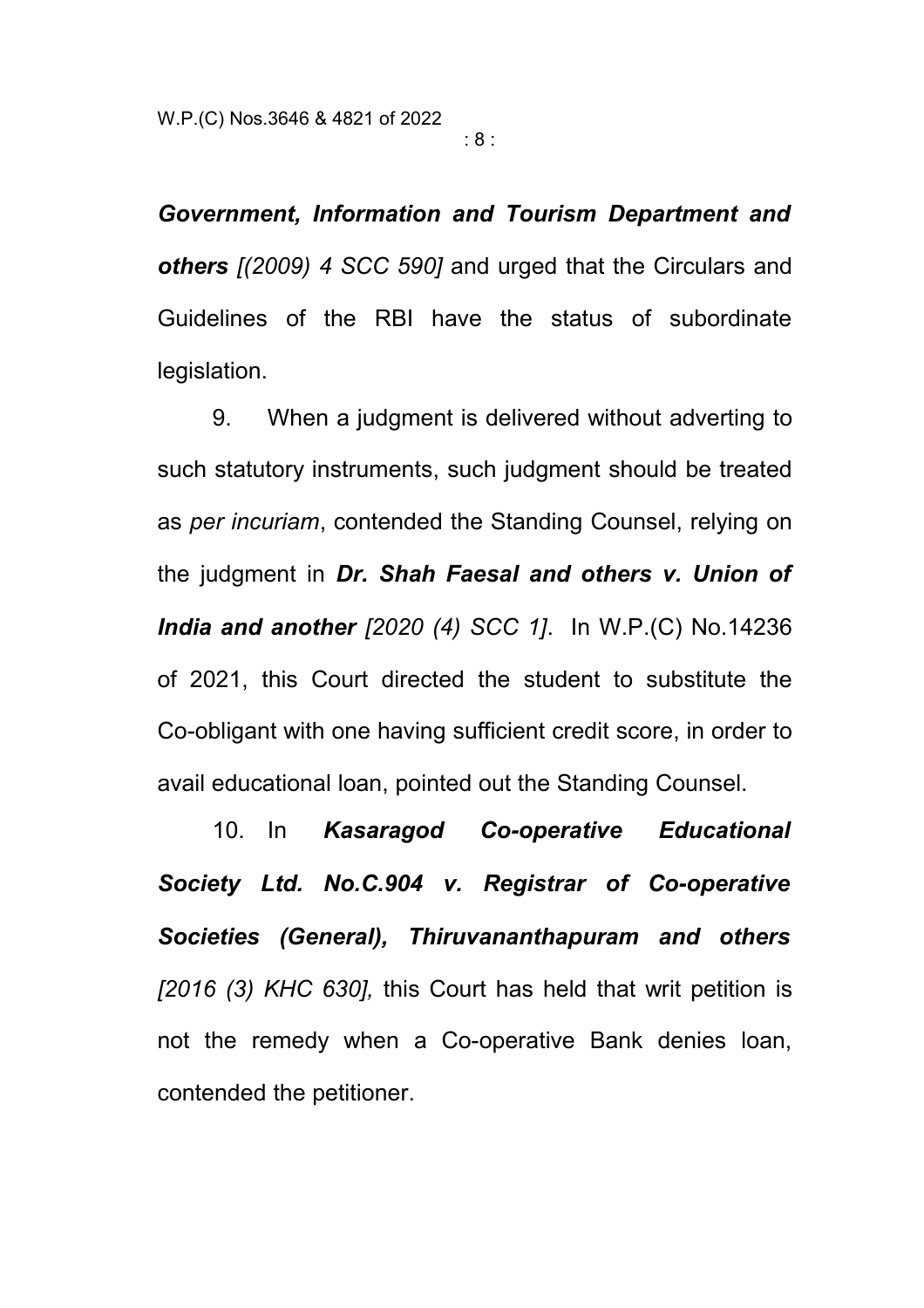***Government, Information and Tourism Department and others*** *[(2009) 4 SCC 590]* and urged that the Circulars and Guidelines of the RBI have the status of subordinate legislation.

9. When a judgment is delivered without adverting to such statutory instruments, such judgment should be treated as *per incuriam*, contended the Standing Counsel, relying on the judgment in ***Dr. Shah Faesal and others v. Union of India and another*** *[2020 (4) SCC 1]*. In W.P.(C) No.14236 of 2021, this Court directed the student to substitute the Co-obligant with one having sufficient credit score, in order to avail educational loan, pointed out the Standing Counsel.

10. In ***Kasaragod Co-operative Educational Society Ltd. No.C.904 v. Registrar of Co-operative Societies (General), Thiruvananthapuram and others*** *[2016 (3) KHC 630],* this Court has held that writ petition is not the remedy when a Co-operative Bank denies loan, contended the petitioner.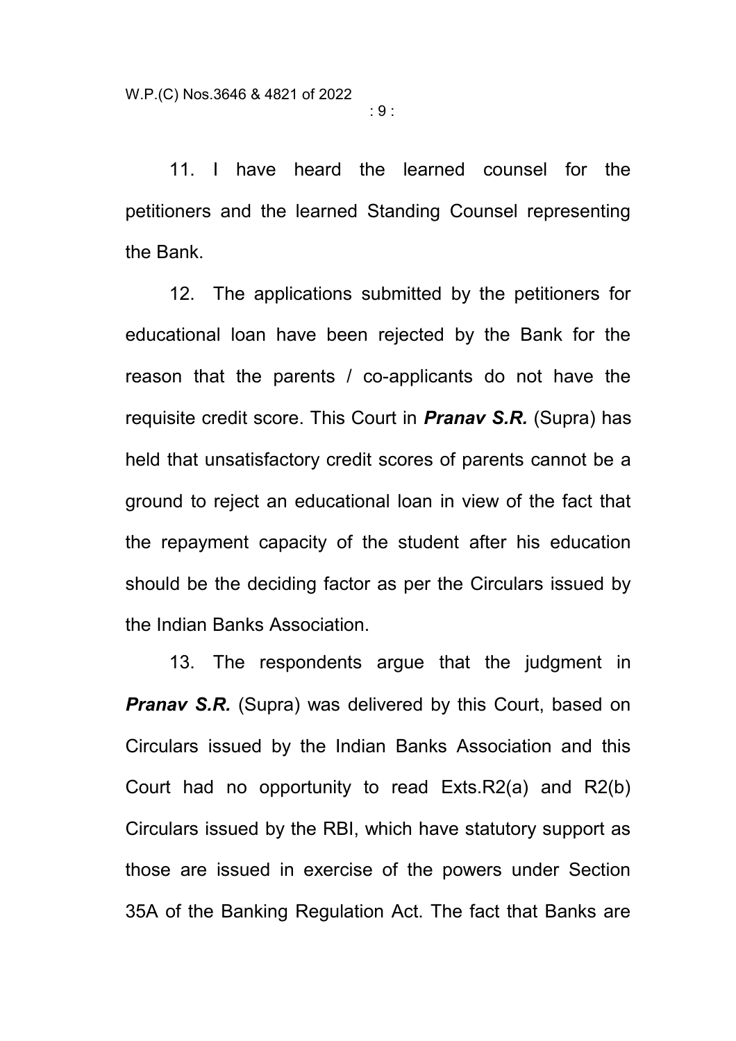11. I have heard the learned counsel for the petitioners and the learned Standing Counsel representing the Bank.

12. The applications submitted by the petitioners for educational loan have been rejected by the Bank for the reason that the parents / co-applicants do not have the requisite credit score. This Court in ***Pranav S.R.*** (Supra) has held that unsatisfactory credit scores of parents cannot be a ground to reject an educational loan in view of the fact that the repayment capacity of the student after his education should be the deciding factor as per the Circulars issued by the Indian Banks Association.

13. The respondents argue that the judgment in ***Pranav S.R.*** (Supra) was delivered by this Court, based on Circulars issued by the Indian Banks Association and this Court had no opportunity to read Exts.R2(a) and R2(b) Circulars issued by the RBI, which have statutory support as those are issued in exercise of the powers under Section 35A of the Banking Regulation Act. The fact that Banks are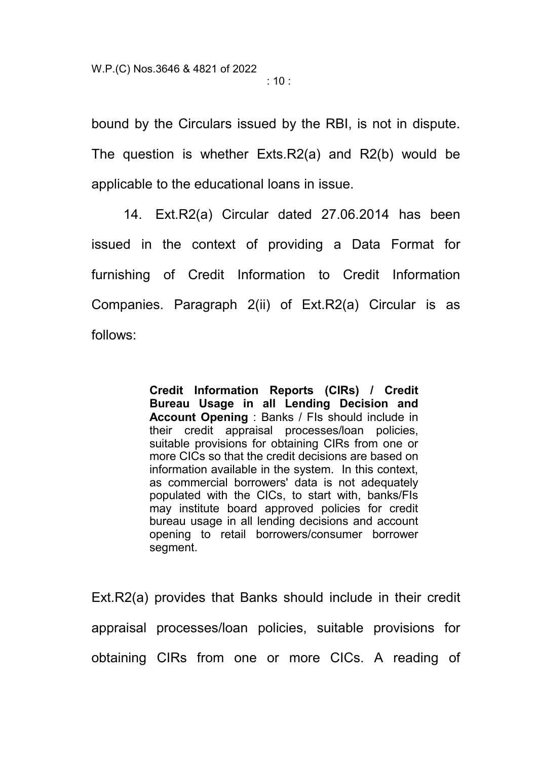bound by the Circulars issued by the RBI, is not in dispute. The question is whether Exts.R2(a) and R2(b) would be applicable to the educational loans in issue.

14. Ext.R2(a) Circular dated 27.06.2014 has been issued in the context of providing a Data Format for furnishing of Credit Information to Credit Information Companies. Paragraph 2(ii) of Ext.R2(a) Circular is as follows:

> **Credit Information Reports (CIRs) / Credit Bureau Usage in all Lending Decision and Account Opening** : Banks / FIs should include in their credit appraisal processes/loan policies, suitable provisions for obtaining CIRs from one or more CICs so that the credit decisions are based on information available in the system. In this context, as commercial borrowers' data is not adequately populated with the CICs, to start with, banks/FIs may institute board approved policies for credit bureau usage in all lending decisions and account opening to retail borrowers/consumer borrower segment.

Ext.R2(a) provides that Banks should include in their credit appraisal processes/loan policies, suitable provisions for obtaining CIRs from one or more CICs. A reading of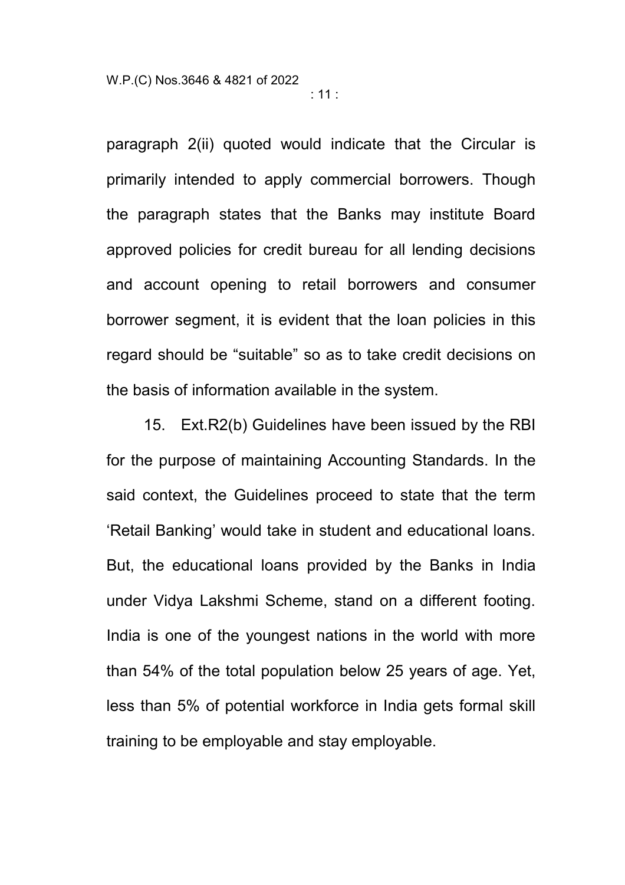paragraph 2(ii) quoted would indicate that the Circular is primarily intended to apply commercial borrowers. Though the paragraph states that the Banks may institute Board approved policies for credit bureau for all lending decisions and account opening to retail borrowers and consumer borrower segment, it is evident that the loan policies in this regard should be “suitable” so as to take credit decisions on the basis of information available in the system.

15. Ext.R2(b) Guidelines have been issued by the RBI for the purpose of maintaining Accounting Standards. In the said context, the Guidelines proceed to state that the term ‘Retail Banking’ would take in student and educational loans. But, the educational loans provided by the Banks in India under Vidya Lakshmi Scheme, stand on a different footing. India is one of the youngest nations in the world with more than 54% of the total population below 25 years of age. Yet, less than 5% of potential workforce in India gets formal skill training to be employable and stay employable.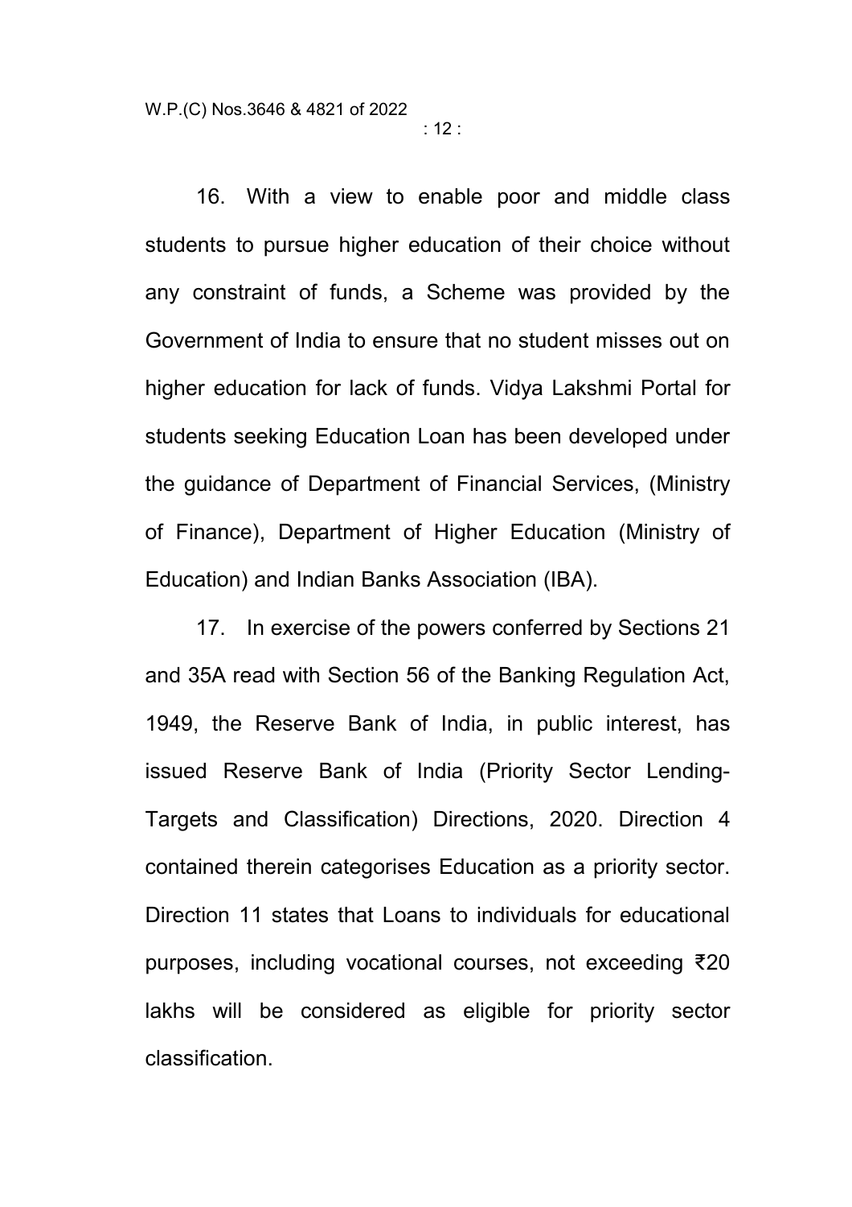16. With a view to enable poor and middle class students to pursue higher education of their choice without any constraint of funds, a Scheme was provided by the Government of India to ensure that no student misses out on higher education for lack of funds. Vidya Lakshmi Portal for students seeking Education Loan has been developed under the guidance of Department of Financial Services, (Ministry of Finance), Department of Higher Education (Ministry of Education) and Indian Banks Association (IBA).

17. In exercise of the powers conferred by Sections 21 and 35A read with Section 56 of the Banking Regulation Act, 1949, the Reserve Bank of India, in public interest, has issued Reserve Bank of India (Priority Sector Lending-Targets and Classification) Directions, 2020. Direction 4 contained therein categorises Education as a priority sector. Direction 11 states that Loans to individuals for educational purposes, including vocational courses, not exceeding ₹20 lakhs will be considered as eligible for priority sector classification.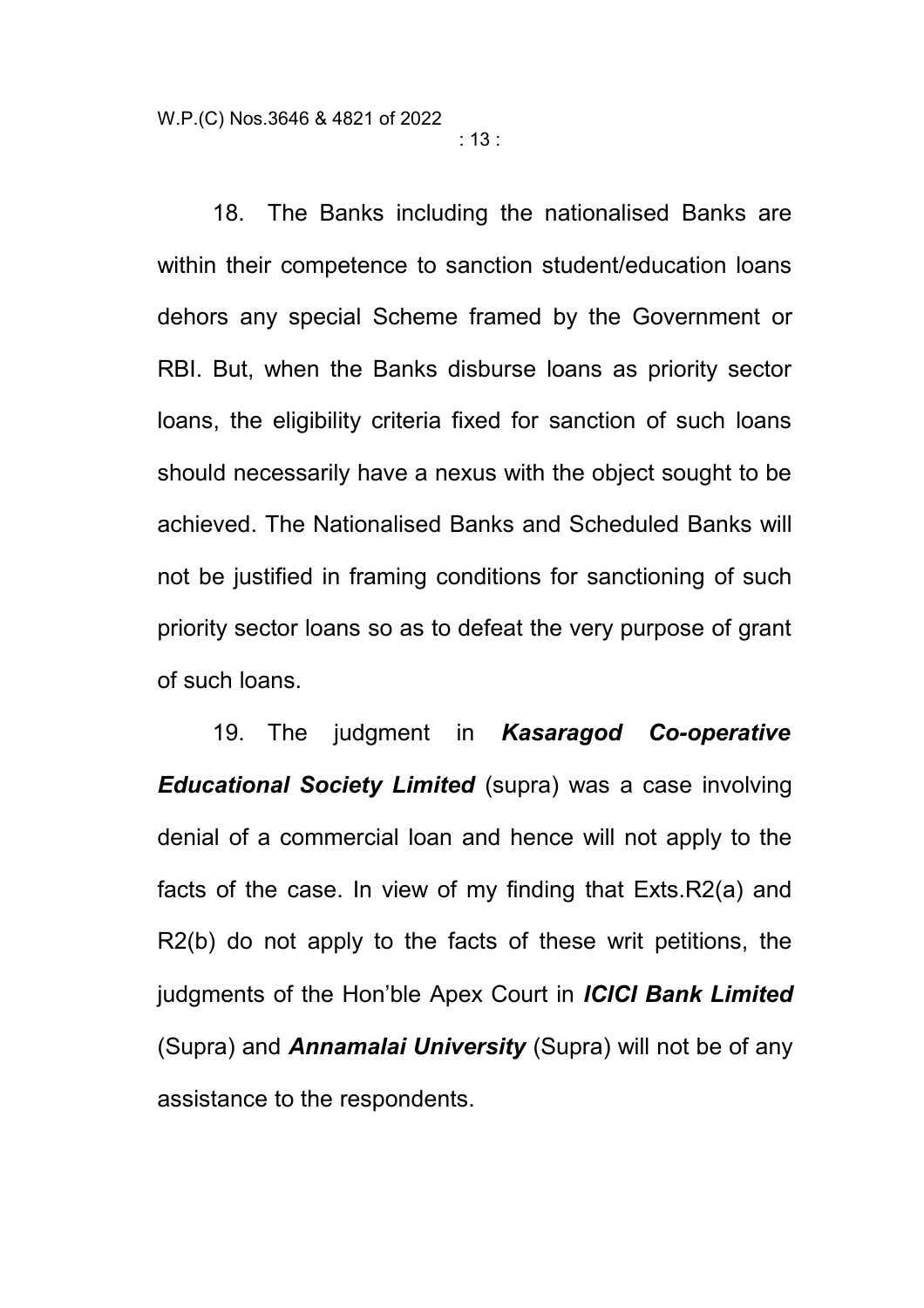18. The Banks including the nationalised Banks are within their competence to sanction student/education loans dehors any special Scheme framed by the Government or RBI. But, when the Banks disburse loans as priority sector loans, the eligibility criteria fixed for sanction of such loans should necessarily have a nexus with the object sought to be achieved. The Nationalised Banks and Scheduled Banks will not be justified in framing conditions for sanctioning of such priority sector loans so as to defeat the very purpose of grant of such loans.

19. The judgment in ***Kasaragod Co-operative Educational Society Limited*** (supra) was a case involving denial of a commercial loan and hence will not apply to the facts of the case. In view of my finding that Exts.R2(a) and R2(b) do not apply to the facts of these writ petitions, the judgments of the Hon'ble Apex Court in ***ICICI Bank Limited*** (Supra) and ***Annamalai University*** (Supra) will not be of any assistance to the respondents.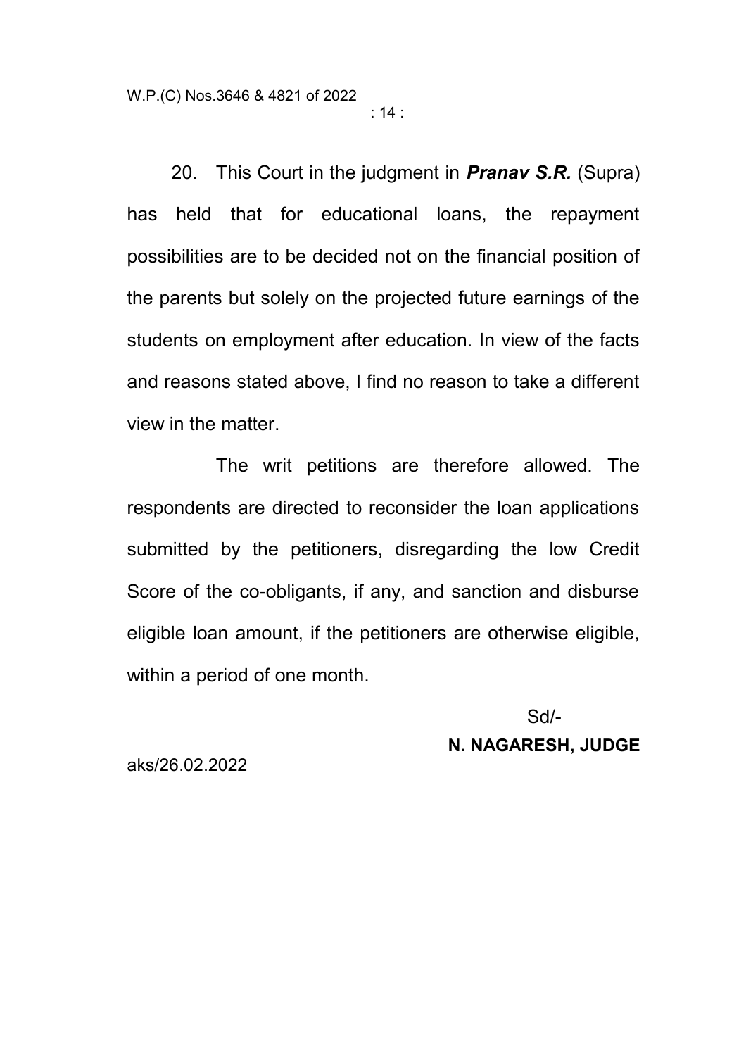20. This Court in the judgment in ***Pranav S.R.*** (Supra) has held that for educational loans, the repayment possibilities are to be decided not on the financial position of the parents but solely on the projected future earnings of the students on employment after education. In view of the facts and reasons stated above, I find no reason to take a different view in the matter.

The writ petitions are therefore allowed. The respondents are directed to reconsider the loan applications submitted by the petitioners, disregarding the low Credit Score of the co-obligants, if any, and sanction and disburse eligible loan amount, if the petitioners are otherwise eligible, within a period of one month.

Sd/-

**N. NAGARESH, JUDGE**

aks/26.02.2022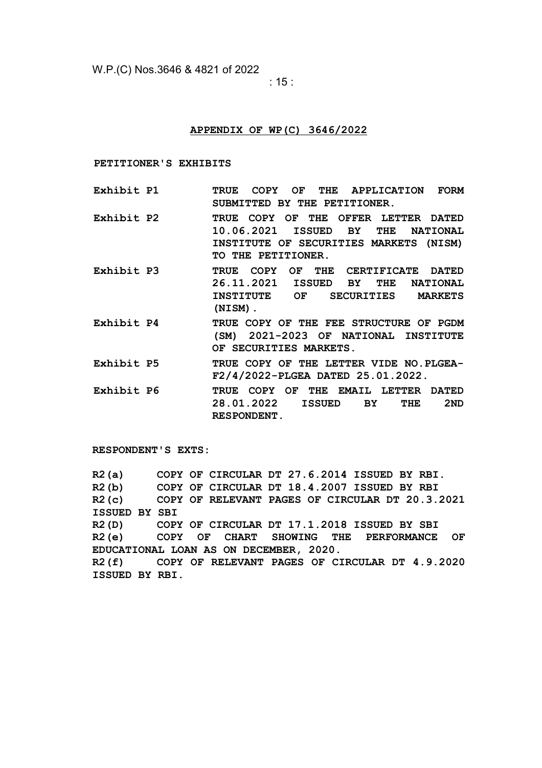## APPENDIX OF WP(C) 3646/2022

**PETITIONER'S EXHIBITS**

| | |
|---|---|
| **Exhibit P1** | **TRUE COPY OF THE APPLICATION FORM SUBMITTED BY THE PETITIONER.** |
| **Exhibit P2** | **TRUE COPY OF THE OFFER LETTER DATED 10.06.2021 ISSUED BY THE NATIONAL INSTITUTE OF SECURITIES MARKETS (NISM) TO THE PETITIONER.** |
| **Exhibit P3** | **TRUE COPY OF THE CERTIFICATE DATED 26.11.2021 ISSUED BY THE NATIONAL INSTITUTE OF SECURITIES MARKETS (NISM).** |
| **Exhibit P4** | **TRUE COPY OF THE FEE STRUCTURE OF PGDM (SM) 2021-2023 OF NATIONAL INSTITUTE OF SECURITIES MARKETS.** |
| **Exhibit P5** | **TRUE COPY OF THE LETTER VIDE NO.PLGEA-F2/4/2022-PLGEA DATED 25.01.2022.** |
| **Exhibit P6** | **TRUE COPY OF THE EMAIL LETTER DATED 28.01.2022 ISSUED BY THE 2ND RESPONDENT.** |

**RESPONDENT'S EXTS:**

**R2(a)** COPY OF CIRCULAR DT 27.6.2014 ISSUED BY RBI.

**R2(b)** COPY OF CIRCULAR DT 18.4.2007 ISSUED BY RBI

**R2(c)** COPY OF RELEVANT PAGES OF CIRCULAR DT 20.3.2021 ISSUED BY SBI

**R2(D)** COPY OF CIRCULAR DT 17.1.2018 ISSUED BY SBI

**R2(e)** COPY OF CHART SHOWING THE PERFORMANCE OF EDUCATIONAL LOAN AS ON DECEMBER, 2020.

**R2(f)** COPY OF RELEVANT PAGES OF CIRCULAR DT 4.9.2020 ISSUED BY RBI.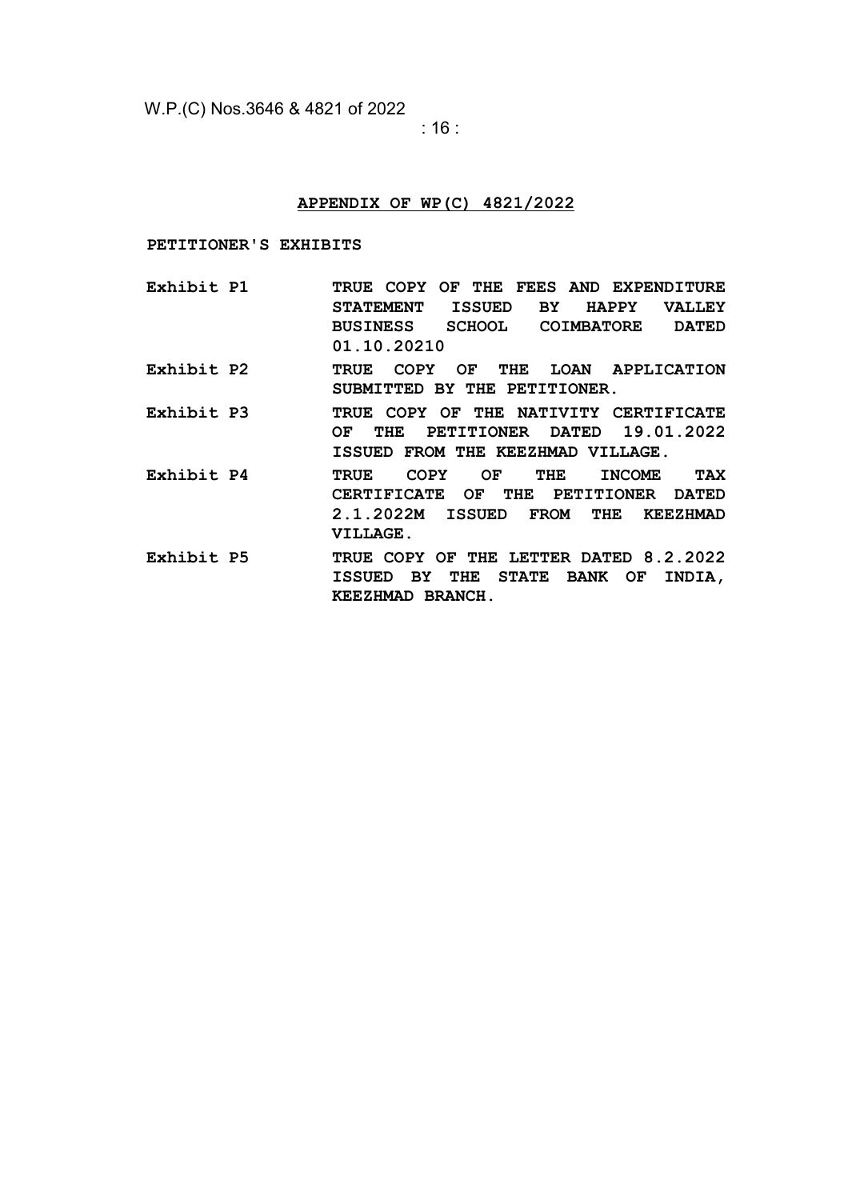## APPENDIX OF WP(C) 4821/2022

**PETITIONER'S EXHIBITS**

| | |
|---|---|
| **Exhibit P1** | **TRUE COPY OF THE FEES AND EXPENDITURE STATEMENT ISSUED BY HAPPY VALLEY BUSINESS SCHOOL COIMBATORE DATED 01.10.20210** |
| **Exhibit P2** | **TRUE COPY OF THE LOAN APPLICATION SUBMITTED BY THE PETITIONER.** |
| **Exhibit P3** | **TRUE COPY OF THE NATIVITY CERTIFICATE OF THE PETITIONER DATED 19.01.2022 ISSUED FROM THE KEEZHMAD VILLAGE.** |
| **Exhibit P4** | **TRUE COPY OF THE INCOME TAX CERTIFICATE OF THE PETITIONER DATED 2.1.2022M ISSUED FROM THE KEEZHMAD VILLAGE.** |
| **Exhibit P5** | **TRUE COPY OF THE LETTER DATED 8.2.2022 ISSUED BY THE STATE BANK OF INDIA, KEEZHMAD BRANCH.** |